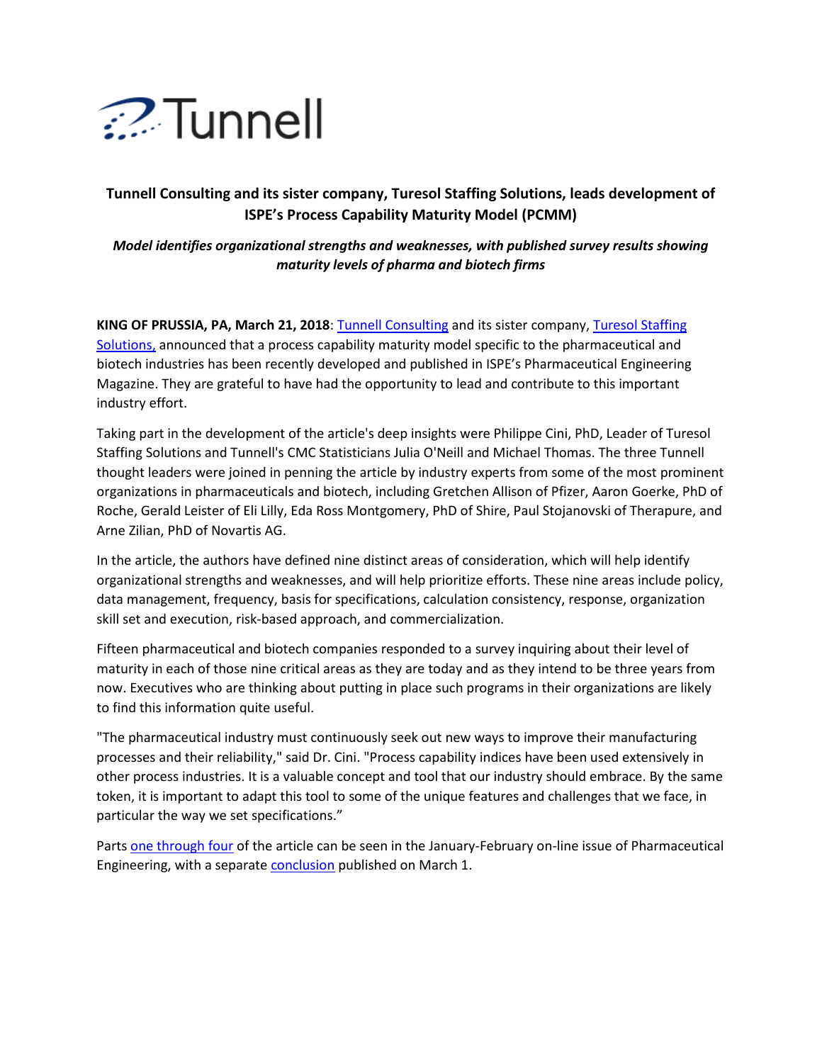Tunnell

## Tunnell Consulting and its sister company, Turesol Staffing Solutions, leads development of ISPE's Process Capability Maturity Model (PCMM)

***Model identifies organizational strengths and weaknesses, with published survey results showing maturity levels of pharma and biotech firms***

**KING OF PRUSSIA, PA, March 21, 2018**: Tunnell Consulting and its sister company, Turesol Staffing Solutions, announced that a process capability maturity model specific to the pharmaceutical and biotech industries has been recently developed and published in ISPE's Pharmaceutical Engineering Magazine. They are grateful to have had the opportunity to lead and contribute to this important industry effort.

Taking part in the development of the article's deep insights were Philippe Cini, PhD, Leader of Turesol Staffing Solutions and Tunnell's CMC Statisticians Julia O'Neill and Michael Thomas. The three Tunnell thought leaders were joined in penning the article by industry experts from some of the most prominent organizations in pharmaceuticals and biotech, including Gretchen Allison of Pfizer, Aaron Goerke, PhD of Roche, Gerald Leister of Eli Lilly, Eda Ross Montgomery, PhD of Shire, Paul Stojanovski of Therapure, and Arne Zilian, PhD of Novartis AG.

In the article, the authors have defined nine distinct areas of consideration, which will help identify organizational strengths and weaknesses, and will help prioritize efforts. These nine areas include policy, data management, frequency, basis for specifications, calculation consistency, response, organization skill set and execution, risk-based approach, and commercialization.

Fifteen pharmaceutical and biotech companies responded to a survey inquiring about their level of maturity in each of those nine critical areas as they are today and as they intend to be three years from now. Executives who are thinking about putting in place such programs in their organizations are likely to find this information quite useful.

"The pharmaceutical industry must continuously seek out new ways to improve their manufacturing processes and their reliability," said Dr. Cini. "Process capability indices have been used extensively in other process industries. It is a valuable concept and tool that our industry should embrace. By the same token, it is important to adapt this tool to some of the unique features and challenges that we face, in particular the way we set specifications."

Parts one through four of the article can be seen in the January-February on-line issue of Pharmaceutical Engineering, with a separate conclusion published on March 1.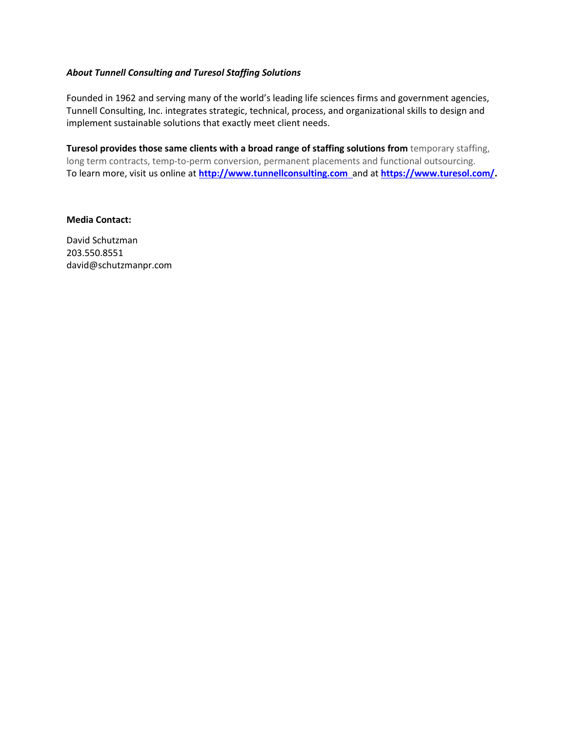***About Tunnell Consulting and Turesol Staffing Solutions***

Founded in 1962 and serving many of the world's leading life sciences firms and government agencies, Tunnell Consulting, Inc. integrates strategic, technical, process, and organizational skills to design and implement sustainable solutions that exactly meet client needs.

**Turesol provides those same clients with a broad range of staffing solutions from** temporary staffing, long term contracts, temp-to-perm conversion, permanent placements and functional outsourcing. To learn more, visit us online at **[http://www.tunnellconsulting.com](http://www.tunnellconsulting.com)** and at **[https://www.turesol.com/](https://www.turesol.com/).**

**Media Contact:**

David Schutzman
203.550.8551
david@schutzmanpr.com